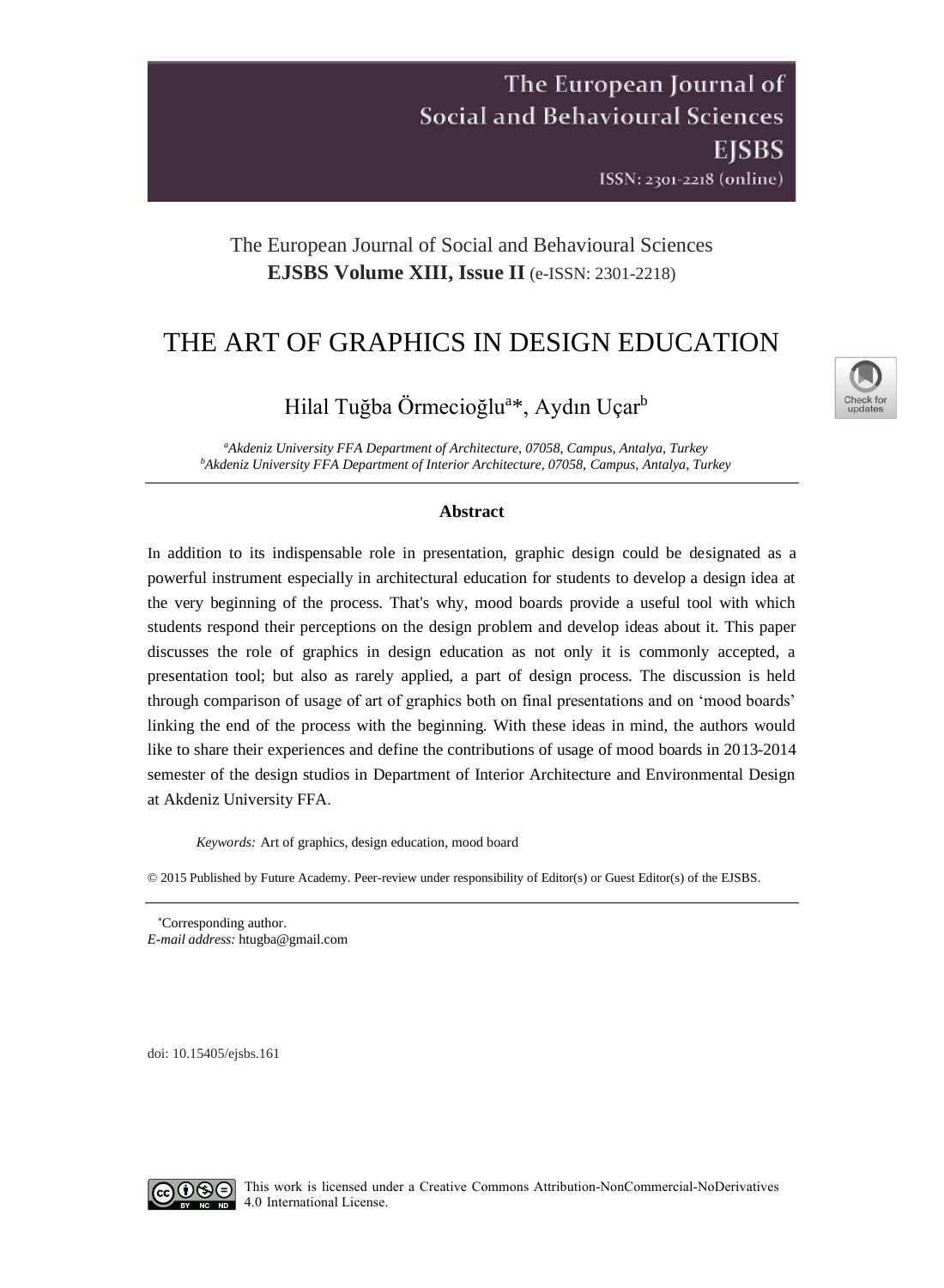The European Journal of Social and Behavioural Sciences
**EJSBS Volume XIII, Issue II** (e-ISSN: 2301-2218)

# THE ART OF GRAPHICS IN DESIGN EDUCATION

Hilal Tuğba Örmecioğlu[a]*, Aydın Uçar[b]

[a]*Akdeniz University FFA Department of Architecture, 07058, Campus, Antalya, Turkey*
[b]*Akdeniz University FFA Department of Interior Architecture, 07058, Campus, Antalya, Turkey*

## Abstract

In addition to its indispensable role in presentation, graphic design could be designated as a powerful instrument especially in architectural education for students to develop a design idea at the very beginning of the process. That's why, mood boards provide a useful tool with which students respond their perceptions on the design problem and develop ideas about it. This paper discusses the role of graphics in design education as not only it is commonly accepted, a presentation tool; but also as rarely applied, a part of design process. The discussion is held through comparison of usage of art of graphics both on final presentations and on 'mood boards' linking the end of the process with the beginning. With these ideas in mind, the authors would like to share their experiences and define the contributions of usage of mood boards in 2013-2014 semester of the design studios in Department of Interior Architecture and Environmental Design at Akdeniz University FFA.

*Keywords:* Art of graphics, design education, mood board

© 2015 Published by Future Academy. Peer-review under responsibility of Editor(s) or Guest Editor(s) of the EJSBS.

*Corresponding author.
*E-mail address:* htugba@gmail.com

doi: 10.15405/ejsbs.161

This work is licensed under a Creative Commons Attribution-NonCommercial-NoDerivatives 4.0 International License.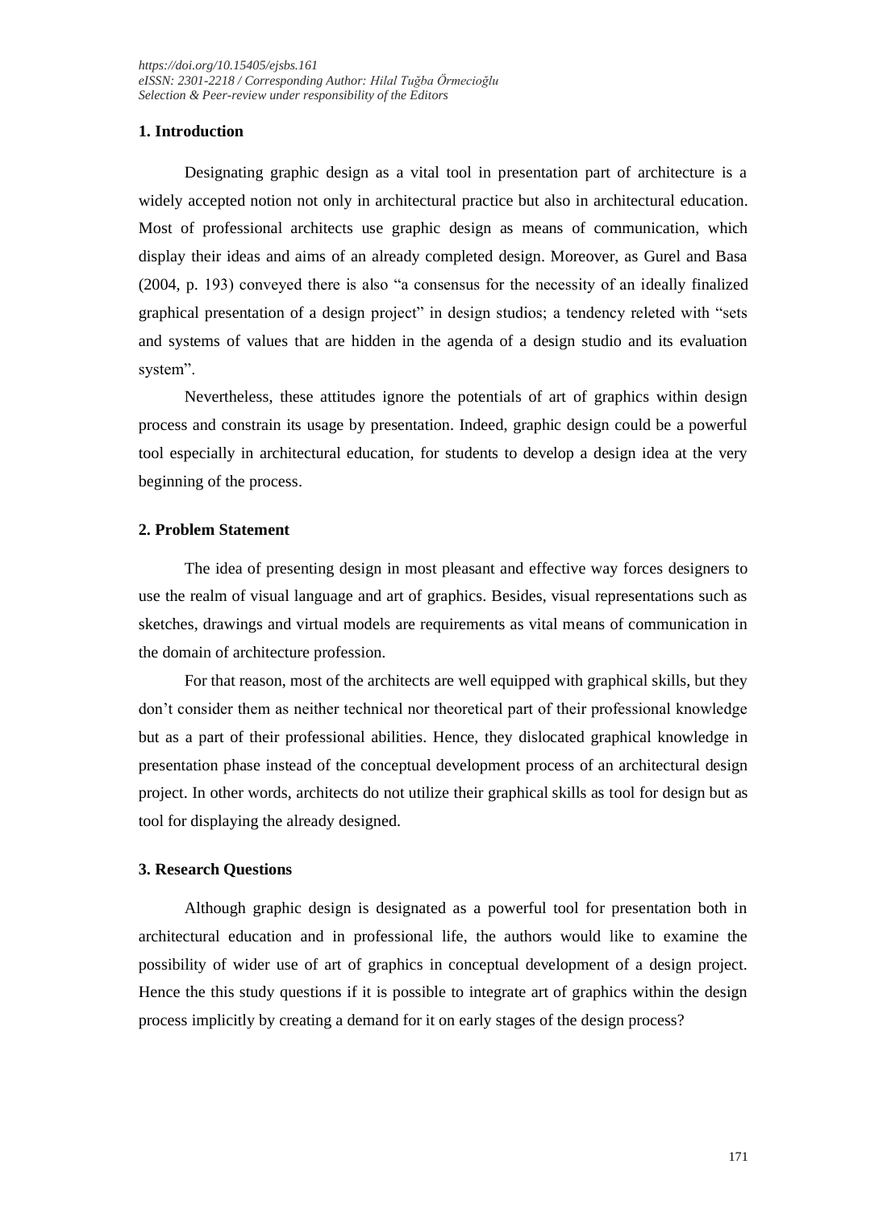## 1. Introduction

Designating graphic design as a vital tool in presentation part of architecture is a widely accepted notion not only in architectural practice but also in architectural education. Most of professional architects use graphic design as means of communication, which display their ideas and aims of an already completed design. Moreover, as Gurel and Basa (2004, p. 193) conveyed there is also "a consensus for the necessity of an ideally finalized graphical presentation of a design project" in design studios; a tendency releted with "sets and systems of values that are hidden in the agenda of a design studio and its evaluation system".

Nevertheless, these attitudes ignore the potentials of art of graphics within design process and constrain its usage by presentation. Indeed, graphic design could be a powerful tool especially in architectural education, for students to develop a design idea at the very beginning of the process.

## 2. Problem Statement

The idea of presenting design in most pleasant and effective way forces designers to use the realm of visual language and art of graphics. Besides, visual representations such as sketches, drawings and virtual models are requirements as vital means of communication in the domain of architecture profession.

For that reason, most of the architects are well equipped with graphical skills, but they don't consider them as neither technical nor theoretical part of their professional knowledge but as a part of their professional abilities. Hence, they dislocated graphical knowledge in presentation phase instead of the conceptual development process of an architectural design project. In other words, architects do not utilize their graphical skills as tool for design but as tool for displaying the already designed.

## 3. Research Questions

Although graphic design is designated as a powerful tool for presentation both in architectural education and in professional life, the authors would like to examine the possibility of wider use of art of graphics in conceptual development of a design project. Hence the this study questions if it is possible to integrate art of graphics within the design process implicitly by creating a demand for it on early stages of the design process?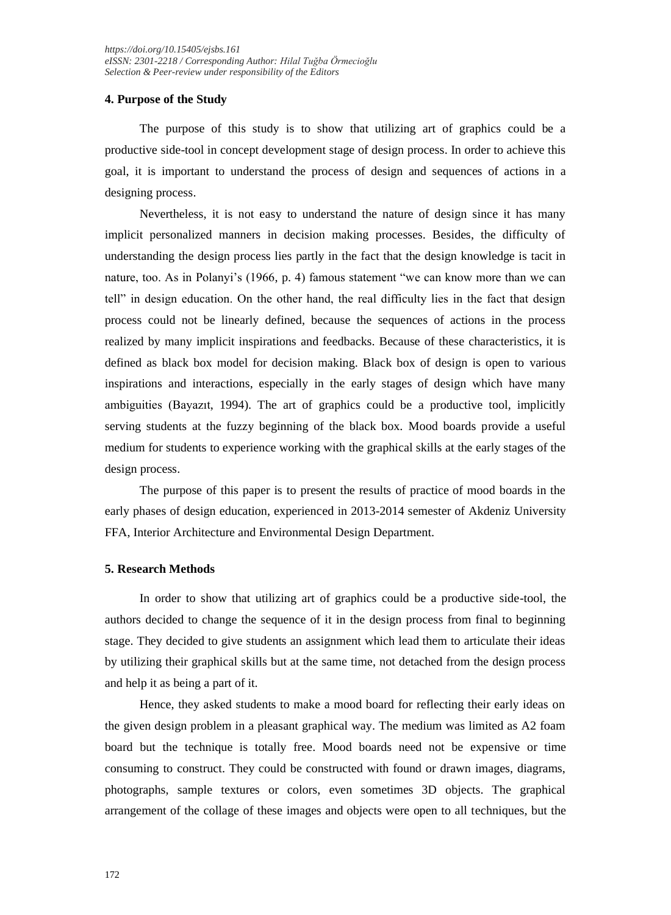## 4. Purpose of the Study

The purpose of this study is to show that utilizing art of graphics could be a productive side-tool in concept development stage of design process. In order to achieve this goal, it is important to understand the process of design and sequences of actions in a designing process.

Nevertheless, it is not easy to understand the nature of design since it has many implicit personalized manners in decision making processes. Besides, the difficulty of understanding the design process lies partly in the fact that the design knowledge is tacit in nature, too. As in Polanyi's (1966, p. 4) famous statement "we can know more than we can tell" in design education. On the other hand, the real difficulty lies in the fact that design process could not be linearly defined, because the sequences of actions in the process realized by many implicit inspirations and feedbacks. Because of these characteristics, it is defined as black box model for decision making. Black box of design is open to various inspirations and interactions, especially in the early stages of design which have many ambiguities (Bayazıt, 1994). The art of graphics could be a productive tool, implicitly serving students at the fuzzy beginning of the black box. Mood boards provide a useful medium for students to experience working with the graphical skills at the early stages of the design process.

The purpose of this paper is to present the results of practice of mood boards in the early phases of design education, experienced in 2013-2014 semester of Akdeniz University FFA, Interior Architecture and Environmental Design Department.

## 5. Research Methods

In order to show that utilizing art of graphics could be a productive side-tool, the authors decided to change the sequence of it in the design process from final to beginning stage. They decided to give students an assignment which lead them to articulate their ideas by utilizing their graphical skills but at the same time, not detached from the design process and help it as being a part of it.

Hence, they asked students to make a mood board for reflecting their early ideas on the given design problem in a pleasant graphical way. The medium was limited as A2 foam board but the technique is totally free. Mood boards need not be expensive or time consuming to construct. They could be constructed with found or drawn images, diagrams, photographs, sample textures or colors, even sometimes 3D objects. The graphical arrangement of the collage of these images and objects were open to all techniques, but the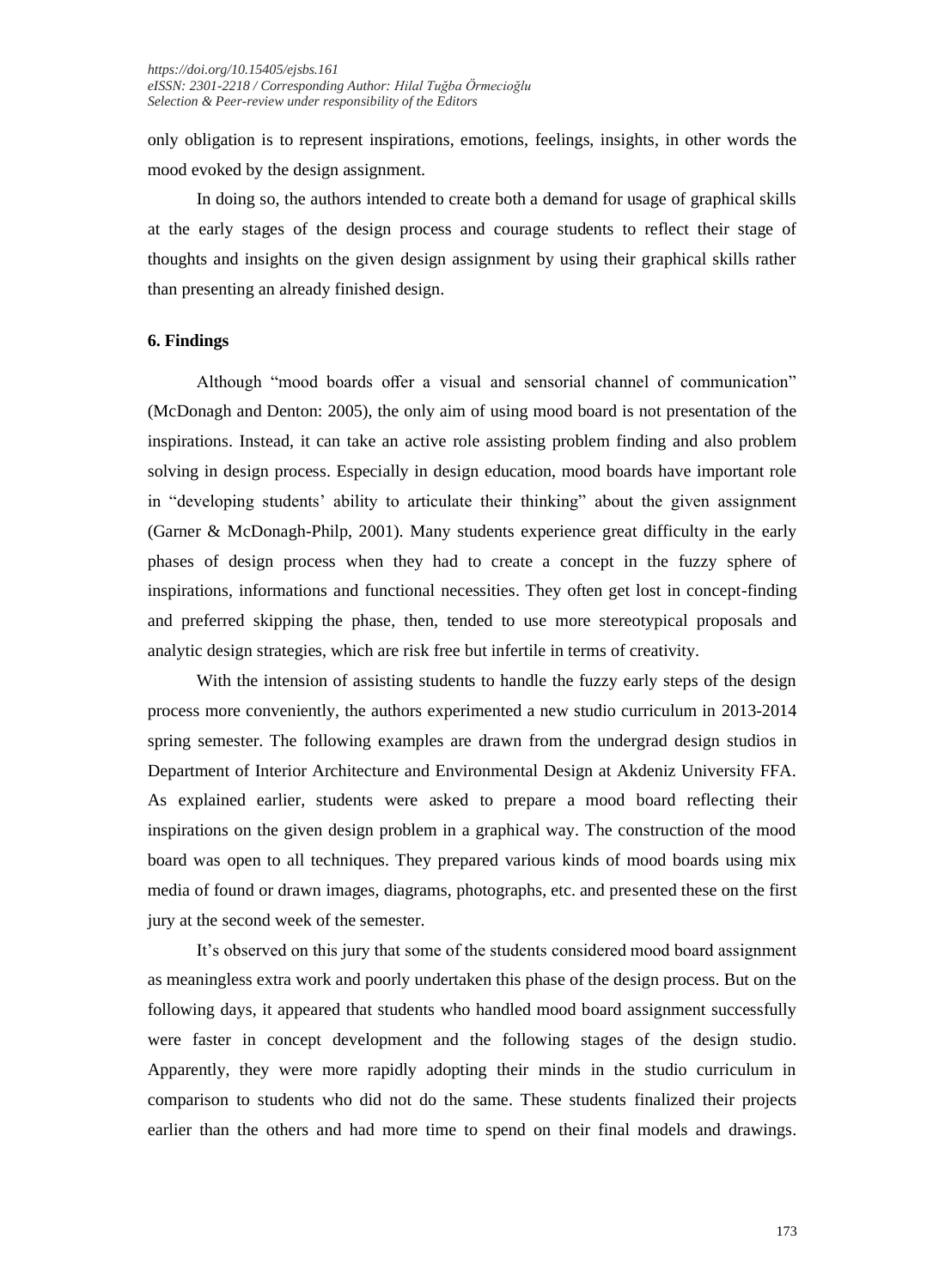only obligation is to represent inspirations, emotions, feelings, insights, in other words the mood evoked by the design assignment.

In doing so, the authors intended to create both a demand for usage of graphical skills at the early stages of the design process and courage students to reflect their stage of thoughts and insights on the given design assignment by using their graphical skills rather than presenting an already finished design.

## 6. Findings

Although "mood boards offer a visual and sensorial channel of communication" (McDonagh and Denton: 2005), the only aim of using mood board is not presentation of the inspirations. Instead, it can take an active role assisting problem finding and also problem solving in design process. Especially in design education, mood boards have important role in "developing students' ability to articulate their thinking" about the given assignment (Garner & McDonagh-Philp, 2001). Many students experience great difficulty in the early phases of design process when they had to create a concept in the fuzzy sphere of inspirations, informations and functional necessities. They often get lost in concept-finding and preferred skipping the phase, then, tended to use more stereotypical proposals and analytic design strategies, which are risk free but infertile in terms of creativity.

With the intension of assisting students to handle the fuzzy early steps of the design process more conveniently, the authors experimented a new studio curriculum in 2013-2014 spring semester. The following examples are drawn from the undergrad design studios in Department of Interior Architecture and Environmental Design at Akdeniz University FFA. As explained earlier, students were asked to prepare a mood board reflecting their inspirations on the given design problem in a graphical way. The construction of the mood board was open to all techniques. They prepared various kinds of mood boards using mix media of found or drawn images, diagrams, photographs, etc. and presented these on the first jury at the second week of the semester.

It's observed on this jury that some of the students considered mood board assignment as meaningless extra work and poorly undertaken this phase of the design process. But on the following days, it appeared that students who handled mood board assignment successfully were faster in concept development and the following stages of the design studio. Apparently, they were more rapidly adopting their minds in the studio curriculum in comparison to students who did not do the same. These students finalized their projects earlier than the others and had more time to spend on their final models and drawings.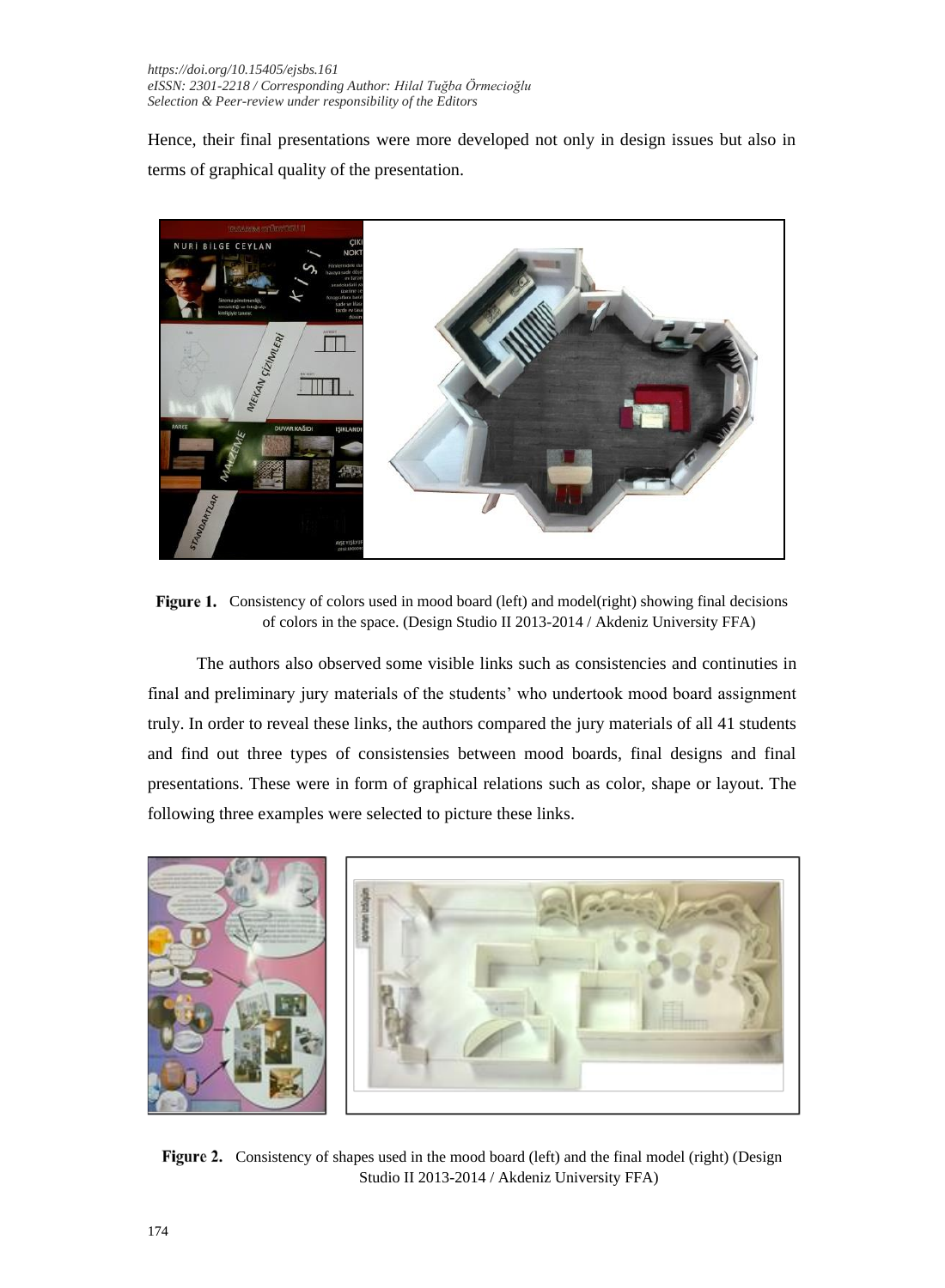Hence, their final presentations were more developed not only in design issues but also in terms of graphical quality of the presentation.

**Figure 1.** Consistency of colors used in mood board (left) and model(right) showing final decisions of colors in the space. (Design Studio II 2013-2014 / Akdeniz University FFA)

The authors also observed some visible links such as consistencies and continuities in final and preliminary jury materials of the students' who undertook mood board assignment truly. In order to reveal these links, the authors compared the jury materials of all 41 students and find out three types of consistensies between mood boards, final designs and final presentations. These were in form of graphical relations such as color, shape or layout. The following three examples were selected to picture these links.

**Figure 2.** Consistency of shapes used in the mood board (left) and the final model (right) (Design Studio II 2013-2014 / Akdeniz University FFA)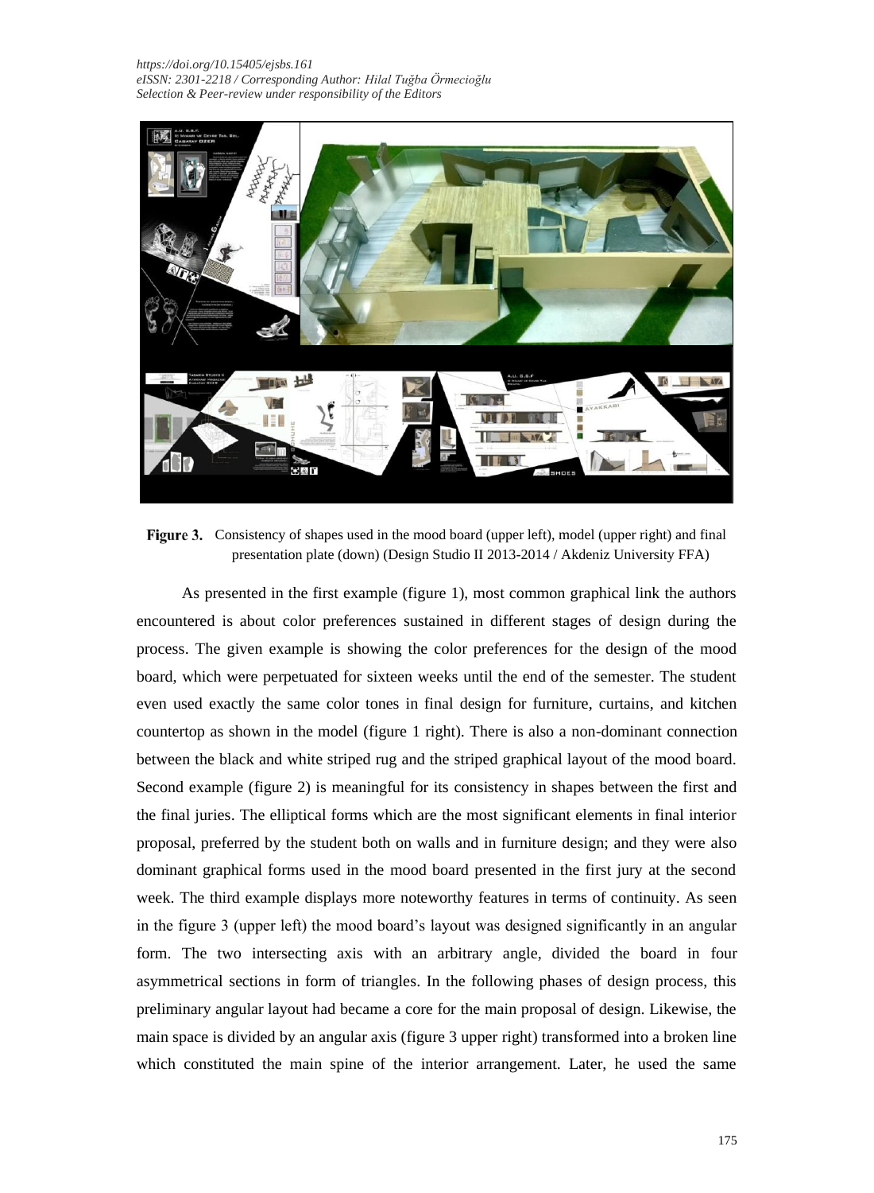**Figure 3.** Consistency of shapes used in the mood board (upper left), model (upper right) and final presentation plate (down) (Design Studio II 2013-2014 / Akdeniz University FFA)

As presented in the first example (figure 1), most common graphical link the authors encountered is about color preferences sustained in different stages of design during the process. The given example is showing the color preferences for the design of the mood board, which were perpetuated for sixteen weeks until the end of the semester. The student even used exactly the same color tones in final design for furniture, curtains, and kitchen countertop as shown in the model (figure 1 right). There is also a non-dominant connection between the black and white striped rug and the striped graphical layout of the mood board. Second example (figure 2) is meaningful for its consistency in shapes between the first and the final juries. The elliptical forms which are the most significant elements in final interior proposal, preferred by the student both on walls and in furniture design; and they were also dominant graphical forms used in the mood board presented in the first jury at the second week. The third example displays more noteworthy features in terms of continuity. As seen in the figure 3 (upper left) the mood board's layout was designed significantly in an angular form. The two intersecting axis with an arbitrary angle, divided the board in four asymmetrical sections in form of triangles. In the following phases of design process, this preliminary angular layout had became a core for the main proposal of design. Likewise, the main space is divided by an angular axis (figure 3 upper right) transformed into a broken line which constituted the main spine of the interior arrangement. Later, he used the same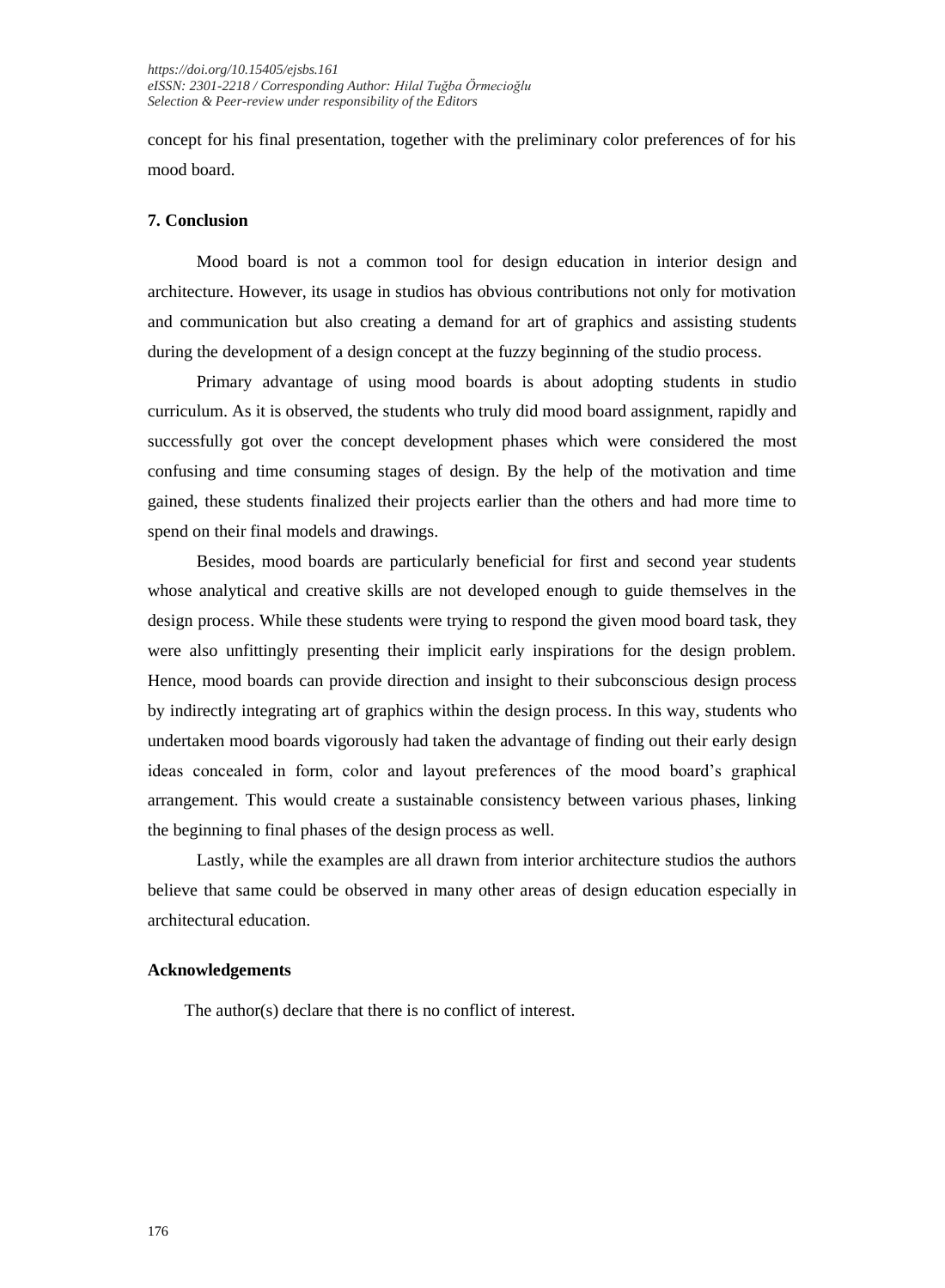concept for his final presentation, together with the preliminary color preferences of for his mood board.

## 7. Conclusion

Mood board is not a common tool for design education in interior design and architecture. However, its usage in studios has obvious contributions not only for motivation and communication but also creating a demand for art of graphics and assisting students during the development of a design concept at the fuzzy beginning of the studio process.

Primary advantage of using mood boards is about adopting students in studio curriculum. As it is observed, the students who truly did mood board assignment, rapidly and successfully got over the concept development phases which were considered the most confusing and time consuming stages of design. By the help of the motivation and time gained, these students finalized their projects earlier than the others and had more time to spend on their final models and drawings.

Besides, mood boards are particularly beneficial for first and second year students whose analytical and creative skills are not developed enough to guide themselves in the design process. While these students were trying to respond the given mood board task, they were also unfittingly presenting their implicit early inspirations for the design problem. Hence, mood boards can provide direction and insight to their subconscious design process by indirectly integrating art of graphics within the design process. In this way, students who undertaken mood boards vigorously had taken the advantage of finding out their early design ideas concealed in form, color and layout preferences of the mood board's graphical arrangement. This would create a sustainable consistency between various phases, linking the beginning to final phases of the design process as well.

Lastly, while the examples are all drawn from interior architecture studios the authors believe that same could be observed in many other areas of design education especially in architectural education.

## Acknowledgements

The author(s) declare that there is no conflict of interest.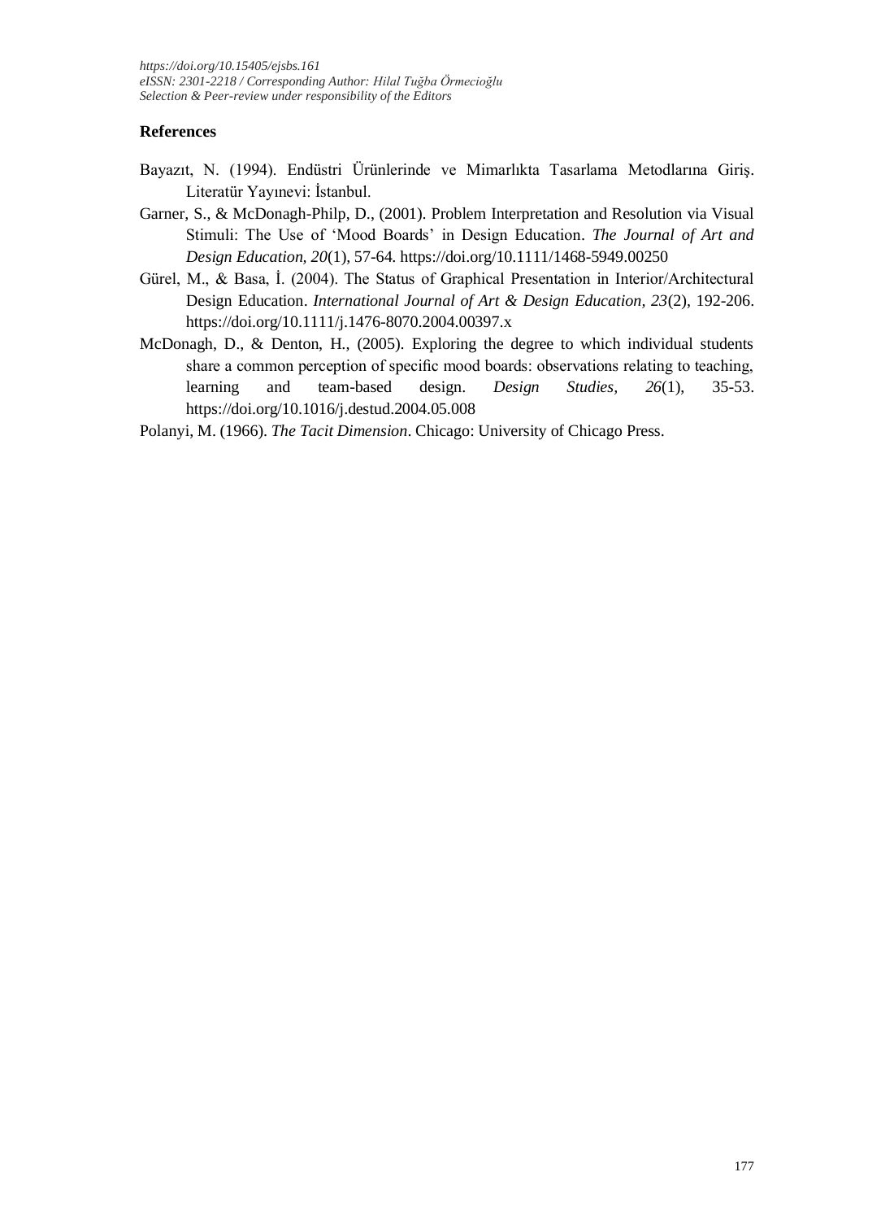## References

Bayazıt, N. (1994). Endüstri Ürünlerinde ve Mimarlıkta Tasarlama Metodlarına Giriş. Literatür Yayınevi: İstanbul.

Garner, S., & McDonagh-Philp, D., (2001). Problem Interpretation and Resolution via Visual Stimuli: The Use of 'Mood Boards' in Design Education. *The Journal of Art and Design Education, 20*(1), 57-64. https://doi.org/10.1111/1468-5949.00250

Gürel, M., & Basa, İ. (2004). The Status of Graphical Presentation in Interior/Architectural Design Education. *International Journal of Art & Design Education, 23*(2), 192-206. https://doi.org/10.1111/j.1476-8070.2004.00397.x

McDonagh, D., & Denton, H., (2005). Exploring the degree to which individual students share a common perception of specific mood boards: observations relating to teaching, learning and team-based design. *Design Studies, 26*(1), 35-53. https://doi.org/10.1016/j.destud.2004.05.008

Polanyi, M. (1966). *The Tacit Dimension*. Chicago: University of Chicago Press.